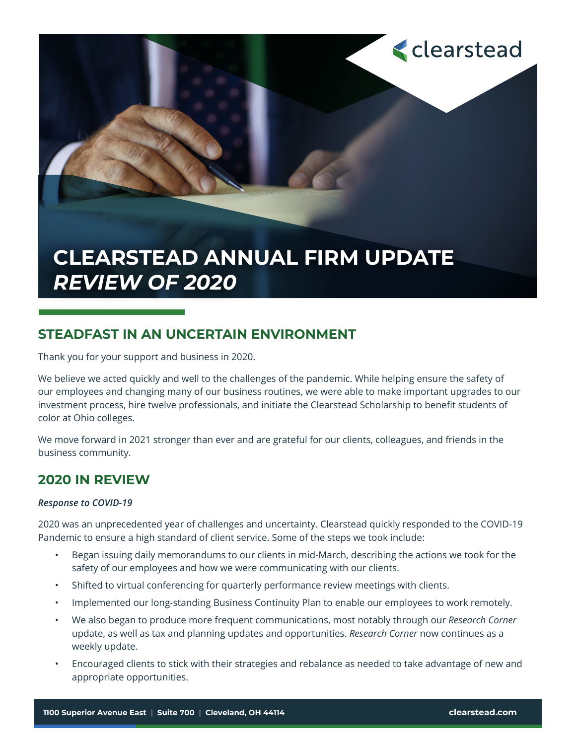# CLEARSTEAD ANNUAL FIRM UPDATE
# *REVIEW OF 2020*

## STEADFAST IN AN UNCERTAIN ENVIRONMENT

Thank you for your support and business in 2020.

We believe we acted quickly and well to the challenges of the pandemic. While helping ensure the safety of our employees and changing many of our business routines, we were able to make important upgrades to our investment process, hire twelve professionals, and initiate the Clearstead Scholarship to benefit students of color at Ohio colleges.

We move forward in 2021 stronger than ever and are grateful for our clients, colleagues, and friends in the business community.

## 2020 IN REVIEW

***Response to COVID-19***

2020 was an unprecedented year of challenges and uncertainty. Clearstead quickly responded to the COVID-19 Pandemic to ensure a high standard of client service. Some of the steps we took include:

- Began issuing daily memorandums to our clients in mid-March, describing the actions we took for the safety of our employees and how we were communicating with our clients.
- Shifted to virtual conferencing for quarterly performance review meetings with clients.
- Implemented our long-standing Business Continuity Plan to enable our employees to work remotely.
- We also began to produce more frequent communications, most notably through our *Research Corner* update, as well as tax and planning updates and opportunities. *Research Corner* now continues as a weekly update.
- Encouraged clients to stick with their strategies and rebalance as needed to take advantage of new and appropriate opportunities.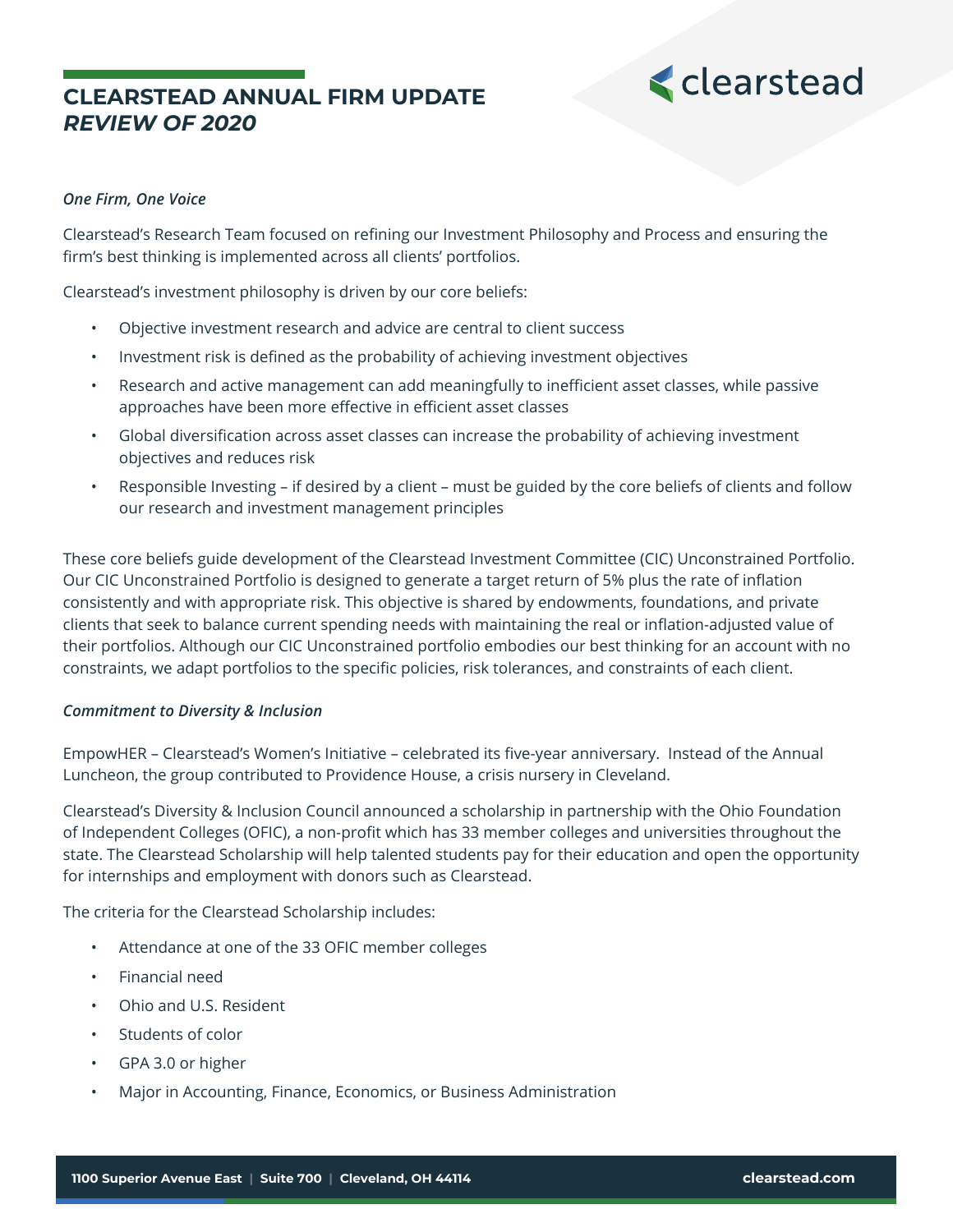# CLEARSTEAD ANNUAL FIRM UPDATE
## *REVIEW OF 2020*

***One Firm, One Voice***

Clearstead's Research Team focused on refining our Investment Philosophy and Process and ensuring the firm's best thinking is implemented across all clients' portfolios.

Clearstead's investment philosophy is driven by our core beliefs:

- Objective investment research and advice are central to client success
- Investment risk is defined as the probability of achieving investment objectives
- Research and active management can add meaningfully to inefficient asset classes, while passive approaches have been more effective in efficient asset classes
- Global diversification across asset classes can increase the probability of achieving investment objectives and reduces risk
- Responsible Investing – if desired by a client – must be guided by the core beliefs of clients and follow our research and investment management principles

These core beliefs guide development of the Clearstead Investment Committee (CIC) Unconstrained Portfolio. Our CIC Unconstrained Portfolio is designed to generate a target return of 5% plus the rate of inflation consistently and with appropriate risk. This objective is shared by endowments, foundations, and private clients that seek to balance current spending needs with maintaining the real or inflation-adjusted value of their portfolios. Although our CIC Unconstrained portfolio embodies our best thinking for an account with no constraints, we adapt portfolios to the specific policies, risk tolerances, and constraints of each client.

***Commitment to Diversity & Inclusion***

EmpowHER – Clearstead's Women's Initiative – celebrated its five-year anniversary. Instead of the Annual Luncheon, the group contributed to Providence House, a crisis nursery in Cleveland.

Clearstead's Diversity & Inclusion Council announced a scholarship in partnership with the Ohio Foundation of Independent Colleges (OFIC), a non-profit which has 33 member colleges and universities throughout the state. The Clearstead Scholarship will help talented students pay for their education and open the opportunity for internships and employment with donors such as Clearstead.

The criteria for the Clearstead Scholarship includes:

- Attendance at one of the 33 OFIC member colleges
- Financial need
- Ohio and U.S. Resident
- Students of color
- GPA 3.0 or higher
- Major in Accounting, Finance, Economics, or Business Administration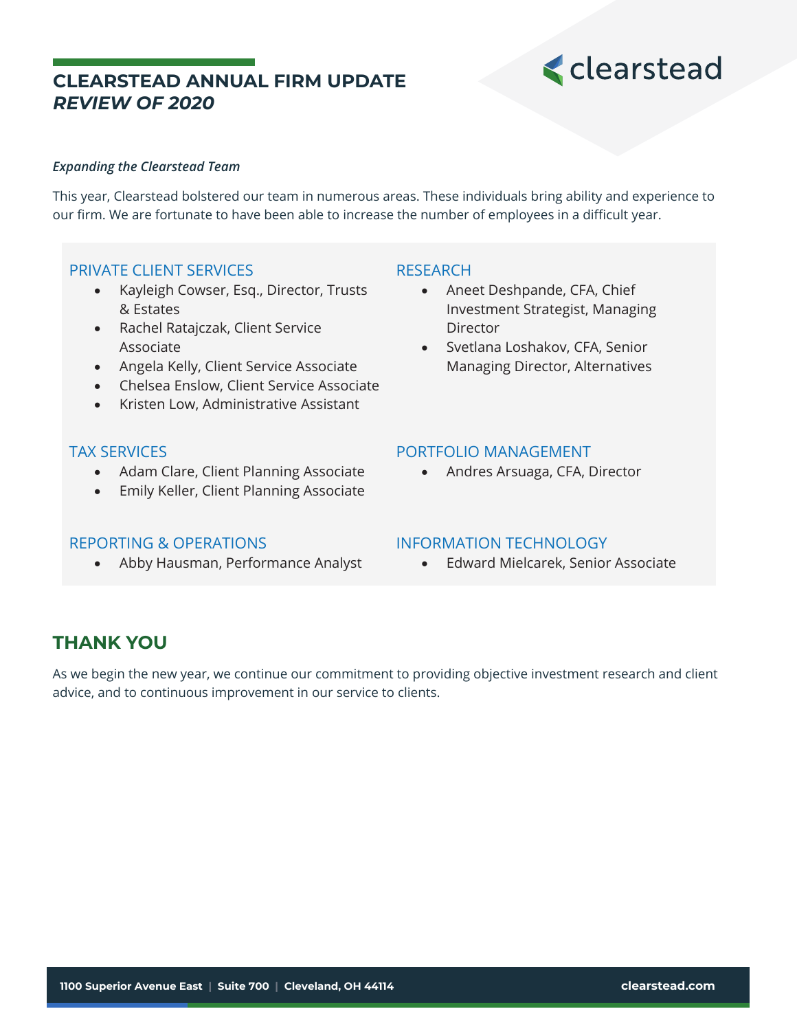# CLEARSTEAD ANNUAL FIRM UPDATE
## *REVIEW OF 2020*

***Expanding the Clearstead Team***

This year, Clearstead bolstered our team in numerous areas. These individuals bring ability and experience to our firm. We are fortunate to have been able to increase the number of employees in a difficult year.

PRIVATE CLIENT SERVICES

- Kayleigh Cowser, Esq., Director, Trusts & Estates
- Rachel Ratajczak, Client Service Associate
- Angela Kelly, Client Service Associate
- Chelsea Enslow, Client Service Associate
- Kristen Low, Administrative Assistant

RESEARCH

- Aneet Deshpande, CFA, Chief Investment Strategist, Managing Director
- Svetlana Loshakov, CFA, Senior Managing Director, Alternatives

TAX SERVICES

- Adam Clare, Client Planning Associate
- Emily Keller, Client Planning Associate

PORTFOLIO MANAGEMENT

- Andres Arsuaga, CFA, Director

REPORTING & OPERATIONS

- Abby Hausman, Performance Analyst

INFORMATION TECHNOLOGY

- Edward Mielcarek, Senior Associate

## THANK YOU

As we begin the new year, we continue our commitment to providing objective investment research and client advice, and to continuous improvement in our service to clients.

1100 Superior Avenue East | Suite 700 | Cleveland, OH 44114 clearstead.com